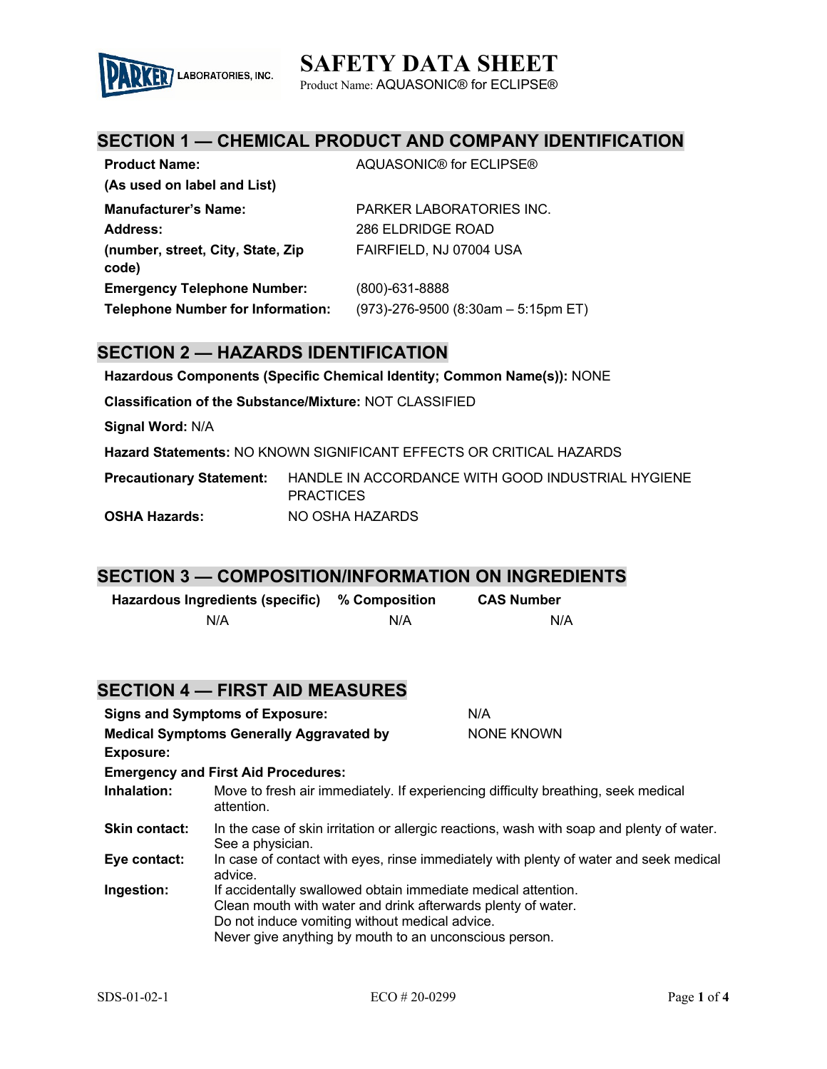PARKER LABORATORIES, INC.

# SAFETY DATA SHEET

Product Name: AQUASONIC® for ECLIPSE®

## SECTION 1 — CHEMICAL PRODUCT AND COMPANY IDENTIFICATION

| | |
|---|---|
| **Product Name:** (As used on label and List) | AQUASONIC® for ECLIPSE® |
| **Manufacturer's Name:** | PARKER LABORATORIES INC. |
| **Address:** (number, street, City, State, Zip code) | 286 ELDRIDGE ROAD FAIRFIELD, NJ 07004 USA |
| **Emergency Telephone Number:** | (800)-631-8888 |
| **Telephone Number for Information:** | (973)-276-9500 (8:30am – 5:15pm ET) |

## SECTION 2 — HAZARDS IDENTIFICATION

**Hazardous Components (Specific Chemical Identity; Common Name(s)):** NONE

**Classification of the Substance/Mixture:** NOT CLASSIFIED

**Signal Word:** N/A

**Hazard Statements:** NO KNOWN SIGNIFICANT EFFECTS OR CRITICAL HAZARDS

**Precautionary Statement:** HANDLE IN ACCORDANCE WITH GOOD INDUSTRIAL HYGIENE PRACTICES

**OSHA Hazards:** NO OSHA HAZARDS

## SECTION 3 — COMPOSITION/INFORMATION ON INGREDIENTS

| Hazardous Ingredients (specific) | % Composition | CAS Number |
|---|---|---|
| N/A | N/A | N/A |

## SECTION 4 — FIRST AID MEASURES

**Signs and Symptoms of Exposure:** N/A

**Medical Symptoms Generally Aggravated by Exposure:** NONE KNOWN

**Emergency and First Aid Procedures:**

**Inhalation:** Move to fresh air immediately. If experiencing difficulty breathing, seek medical attention.

**Skin contact:** In the case of skin irritation or allergic reactions, wash with soap and plenty of water. See a physician.

**Eye contact:** In case of contact with eyes, rinse immediately with plenty of water and seek medical advice.

**Ingestion:** If accidentally swallowed obtain immediate medical attention.
Clean mouth with water and drink afterwards plenty of water.
Do not induce vomiting without medical advice.
Never give anything by mouth to an unconscious person.

SDS-01-02-1 ECO # 20-0299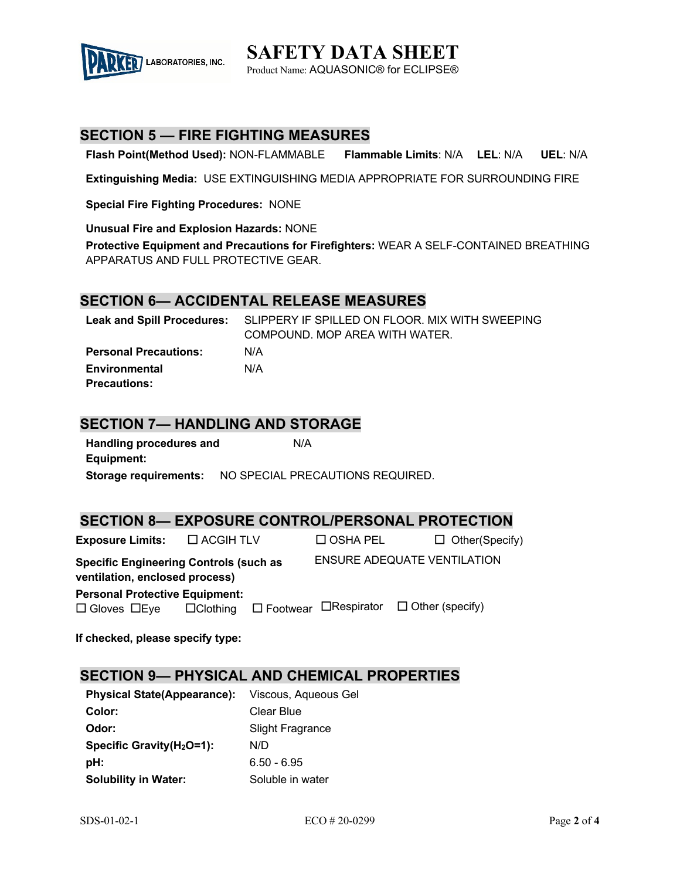## SECTION 5 — FIRE FIGHTING MEASURES

**Flash Point(Method Used):** NON-FLAMMABLE **Flammable Limits**: N/A **LEL**: N/A **UEL**: N/A

**Extinguishing Media:** USE EXTINGUISHING MEDIA APPROPRIATE FOR SURROUNDING FIRE

**Special Fire Fighting Procedures:** NONE

**Unusual Fire and Explosion Hazards:** NONE

**Protective Equipment and Precautions for Firefighters:** WEAR A SELF-CONTAINED BREATHING APPARATUS AND FULL PROTECTIVE GEAR.

## SECTION 6— ACCIDENTAL RELEASE MEASURES

| | |
|---|---|
| **Leak and Spill Procedures:** | SLIPPERY IF SPILLED ON FLOOR. MIX WITH SWEEPING COMPOUND. MOP AREA WITH WATER. |
| **Personal Precautions:** | N/A |
| **Environmental Precautions:** | N/A |

## SECTION 7— HANDLING AND STORAGE

| | |
|---|---|
| **Handling procedures and Equipment:** | N/A |
| **Storage requirements:** | NO SPECIAL PRECAUTIONS REQUIRED. |

## SECTION 8— EXPOSURE CONTROL/PERSONAL PROTECTION

**Exposure Limits:** ☐ ACGIH TLV ☐ OSHA PEL ☐ Other(Specify)

**Specific Engineering Controls (such as ventilation, enclosed process)** ENSURE ADEQUATE VENTILATION

**Personal Protective Equipment:**
☐ Gloves ☐Eye ☐Clothing ☐ Footwear ☐Respirator ☐ Other (specify)

**If checked, please specify type:**

## SECTION 9— PHYSICAL AND CHEMICAL PROPERTIES

| | |
|---|---|
| **Physical State(Appearance):** | Viscous, Aqueous Gel |
| **Color:** | Clear Blue |
| **Odor:** | Slight Fragrance |
| **Specific Gravity($H_2O$=1):** | N/D |
| **pH:** | 6.50 - 6.95 |
| **Solubility in Water:** | Soluble in water |

SDS-01-02-1 ECO # 20-0299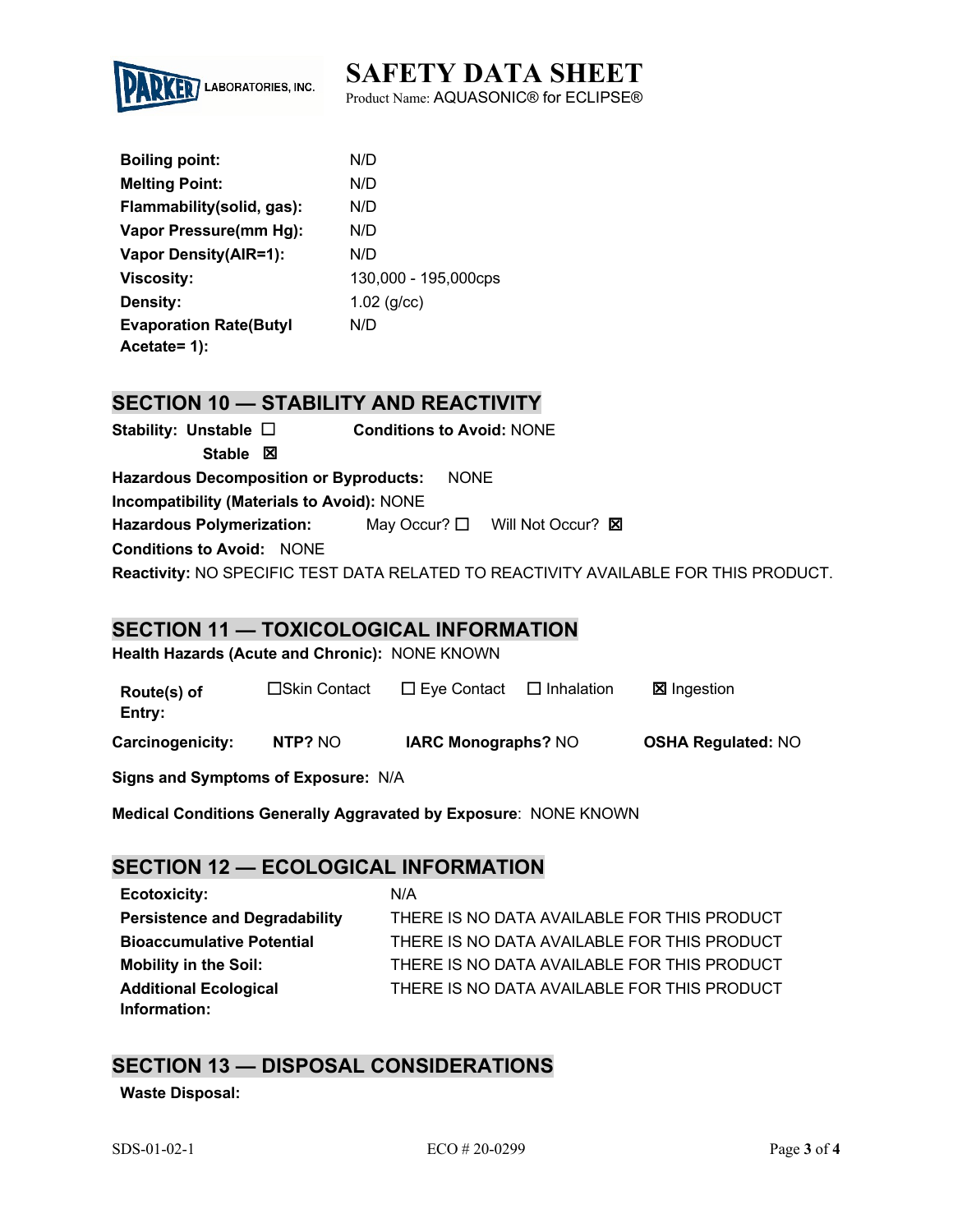| | |
|---|---|
| **Boiling point:** | N/D |
| **Melting Point:** | N/D |
| **Flammability(solid, gas):** | N/D |
| **Vapor Pressure(mm Hg):** | N/D |
| **Vapor Density(AIR=1):** | N/D |
| **Viscosity:** | 130,000 - 195,000cps |
| **Density:** | 1.02 (g/cc) |
| **Evaporation Rate(Butyl Acetate= 1):** | N/D |

## SECTION 10 — STABILITY AND REACTIVITY

**Stability: Unstable** ☐ **Conditions to Avoid:** NONE

**Stable** ☒

**Hazardous Decomposition or Byproducts:** NONE

**Incompatibility (Materials to Avoid):** NONE

**Hazardous Polymerization:** May Occur? ☐ Will Not Occur? ☒

**Conditions to Avoid:** NONE

**Reactivity:** NO SPECIFIC TEST DATA RELATED TO REACTIVITY AVAILABLE FOR THIS PRODUCT.

## SECTION 11 — TOXICOLOGICAL INFORMATION

**Health Hazards (Acute and Chronic):** NONE KNOWN

**Route(s) of Entry:** ☐Skin Contact ☐ Eye Contact ☐ Inhalation ☒ Ingestion

**Carcinogenicity:** **NTP?** NO **IARC Monographs?** NO **OSHA Regulated:** NO

**Signs and Symptoms of Exposure:** N/A

**Medical Conditions Generally Aggravated by Exposure**: NONE KNOWN

## SECTION 12 — ECOLOGICAL INFORMATION

| | |
|---|---|
| **Ecotoxicity:** | N/A |
| **Persistence and Degradability** | THERE IS NO DATA AVAILABLE FOR THIS PRODUCT |
| **Bioaccumulative Potential** | THERE IS NO DATA AVAILABLE FOR THIS PRODUCT |
| **Mobility in the Soil:** | THERE IS NO DATA AVAILABLE FOR THIS PRODUCT |
| **Additional Ecological Information:** | THERE IS NO DATA AVAILABLE FOR THIS PRODUCT |

## SECTION 13 — DISPOSAL CONSIDERATIONS

**Waste Disposal:**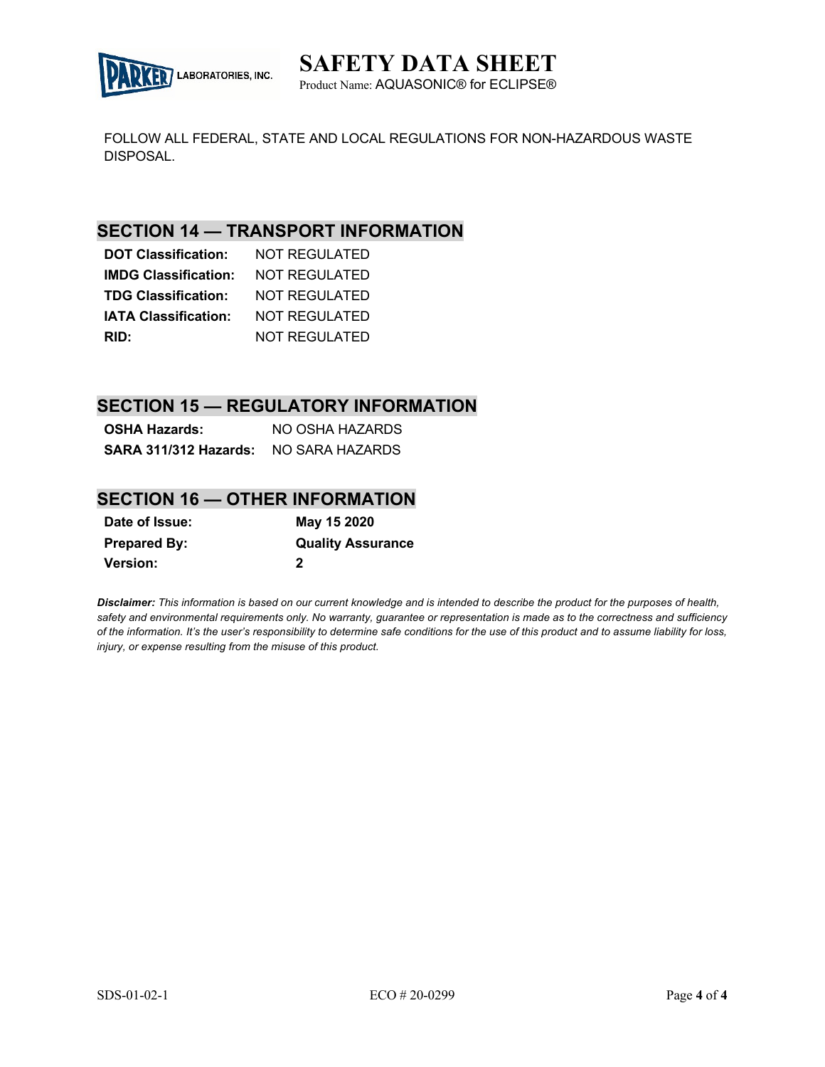FOLLOW ALL FEDERAL, STATE AND LOCAL REGULATIONS FOR NON-HAZARDOUS WASTE DISPOSAL.

## SECTION 14 — TRANSPORT INFORMATION

| | |
|---|---|
| **DOT Classification:** | NOT REGULATED |
| **IMDG Classification:** | NOT REGULATED |
| **TDG Classification:** | NOT REGULATED |
| **IATA Classification:** | NOT REGULATED |
| **RID:** | NOT REGULATED |

## SECTION 15 — REGULATORY INFORMATION

| | |
|---|---|
| **OSHA Hazards:** | NO OSHA HAZARDS |
| **SARA 311/312 Hazards:** | NO SARA HAZARDS |

## SECTION 16 — OTHER INFORMATION

| | |
|---|---|
| **Date of Issue:** | **May 15 2020** |
| **Prepared By:** | **Quality Assurance** |
| **Version:** | **2** |

***Disclaimer:*** *This information is based on our current knowledge and is intended to describe the product for the purposes of health, safety and environmental requirements only. No warranty, guarantee or representation is made as to the correctness and sufficiency of the information. It's the user's responsibility to determine safe conditions for the use of this product and to assume liability for loss, injury, or expense resulting from the misuse of this product.*